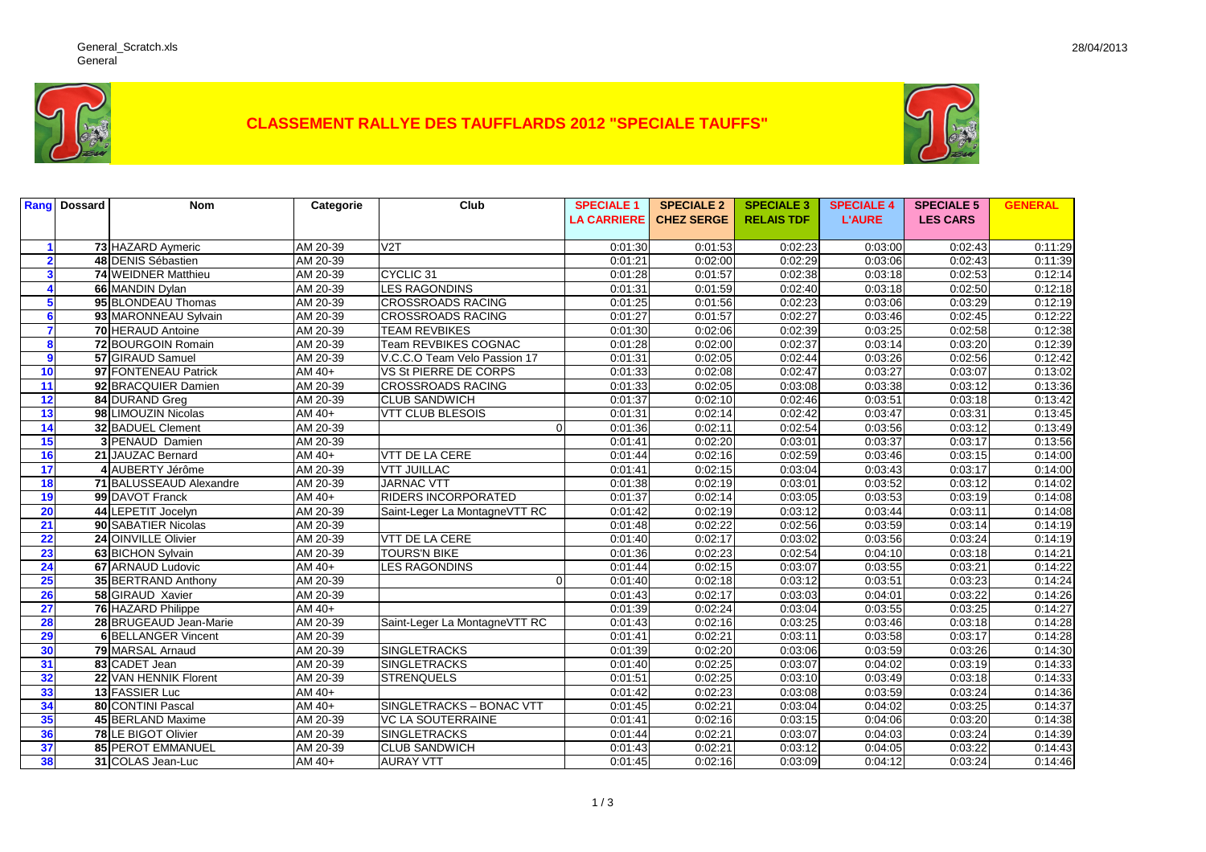# CLASSEMENT RALLYE DES TAUFFLARDS 2012 "SPECIALE TAUFFS"

| Rang | Dossard | Nom | Categorie | Club | SPECIALE 1 LA CARRIERE | SPECIALE 2 CHEZ SERGE | SPECIALE 3 RELAIS TDF | SPECIALE 4 L'AURE | SPECIALE 5 LES CARS | GENERAL |
|---|---|---|---|---|---|---|---|---|---|---|
| 1 | 73 | HAZARD Aymeric | AM 20-39 | V2T | 0:01:30 | 0:01:53 | 0:02:23 | 0:03:00 | 0:02:43 | 0:11:29 |
| 2 | 48 | DENIS Sébastien | AM 20-39 | | 0:01:21 | 0:02:00 | 0:02:29 | 0:03:06 | 0:02:43 | 0:11:39 |
| 3 | 74 | WEIDNER Matthieu | AM 20-39 | CYCLIC 31 | 0:01:28 | 0:01:57 | 0:02:38 | 0:03:18 | 0:02:53 | 0:12:14 |
| 4 | 66 | MANDIN Dylan | AM 20-39 | LES RAGONDINS | 0:01:31 | 0:01:59 | 0:02:40 | 0:03:18 | 0:02:50 | 0:12:18 |
| 5 | 95 | BLONDEAU Thomas | AM 20-39 | CROSSROADS RACING | 0:01:25 | 0:01:56 | 0:02:23 | 0:03:06 | 0:03:29 | 0:12:19 |
| 6 | 93 | MARONNEAU Sylvain | AM 20-39 | CROSSROADS RACING | 0:01:27 | 0:01:57 | 0:02:27 | 0:03:46 | 0:02:45 | 0:12:22 |
| 7 | 70 | HERAUD Antoine | AM 20-39 | TEAM REVBIKES | 0:01:30 | 0:02:06 | 0:02:39 | 0:03:25 | 0:02:58 | 0:12:38 |
| 8 | 72 | BOURGOIN Romain | AM 20-39 | Team REVBIKES COGNAC | 0:01:28 | 0:02:00 | 0:02:37 | 0:03:14 | 0:03:20 | 0:12:39 |
| 9 | 57 | GIRAUD Samuel | AM 20-39 | V.C.C.O Team Velo Passion 17 | 0:01:31 | 0:02:05 | 0:02:44 | 0:03:26 | 0:02:56 | 0:12:42 |
| 10 | 97 | FONTENEAU Patrick | AM 40+ | VS St PIERRE DE CORPS | 0:01:33 | 0:02:08 | 0:02:47 | 0:03:27 | 0:03:07 | 0:13:02 |
| 11 | 92 | BRACQUIER Damien | AM 20-39 | CROSSROADS RACING | 0:01:33 | 0:02:05 | 0:03:08 | 0:03:38 | 0:03:12 | 0:13:36 |
| 12 | 84 | DURAND Greg | AM 20-39 | CLUB SANDWICH | 0:01:37 | 0:02:10 | 0:02:46 | 0:03:51 | 0:03:18 | 0:13:42 |
| 13 | 98 | LIMOUZIN Nicolas | AM 40+ | VTT CLUB BLESOIS | 0:01:31 | 0:02:14 | 0:02:42 | 0:03:47 | 0:03:31 | 0:13:45 |
| 14 | 32 | BADUEL Clement | AM 20-39 | 0 | 0:01:36 | 0:02:11 | 0:02:54 | 0:03:56 | 0:03:12 | 0:13:49 |
| 15 | 3 | PENAUD Damien | AM 20-39 | | 0:01:41 | 0:02:20 | 0:03:01 | 0:03:37 | 0:03:17 | 0:13:56 |
| 16 | 21 | JAUZAC Bernard | AM 40+ | VTT DE LA CERE | 0:01:44 | 0:02:16 | 0:02:59 | 0:03:46 | 0:03:15 | 0:14:00 |
| 17 | 4 | AUBERTY Jérôme | AM 20-39 | VTT JUILLAC | 0:01:41 | 0:02:15 | 0:03:04 | 0:03:43 | 0:03:17 | 0:14:00 |
| 18 | 71 | BALUSSEAUD Alexandre | AM 20-39 | JARNAC VTT | 0:01:38 | 0:02:19 | 0:03:01 | 0:03:52 | 0:03:12 | 0:14:02 |
| 19 | 99 | DAVOT Franck | AM 40+ | RIDERS INCORPORATED | 0:01:37 | 0:02:14 | 0:03:05 | 0:03:53 | 0:03:19 | 0:14:08 |
| 20 | 44 | LEPETIT Jocelyn | AM 20-39 | Saint-Leger La MontagneVTT RC | 0:01:42 | 0:02:19 | 0:03:12 | 0:03:44 | 0:03:11 | 0:14:08 |
| 21 | 90 | SABATIER Nicolas | AM 20-39 | | 0:01:48 | 0:02:22 | 0:02:56 | 0:03:59 | 0:03:14 | 0:14:19 |
| 22 | 24 | OINVILLE Olivier | AM 20-39 | VTT DE LA CERE | 0:01:40 | 0:02:17 | 0:03:02 | 0:03:56 | 0:03:24 | 0:14:19 |
| 23 | 63 | BICHON Sylvain | AM 20-39 | TOURS'N BIKE | 0:01:36 | 0:02:23 | 0:02:54 | 0:04:10 | 0:03:18 | 0:14:21 |
| 24 | 67 | ARNAUD Ludovic | AM 40+ | LES RAGONDINS | 0:01:44 | 0:02:15 | 0:03:07 | 0:03:55 | 0:03:21 | 0:14:22 |
| 25 | 35 | BERTRAND Anthony | AM 20-39 | 0 | 0:01:40 | 0:02:18 | 0:03:12 | 0:03:51 | 0:03:23 | 0:14:24 |
| 26 | 58 | GIRAUD Xavier | AM 20-39 | | 0:01:43 | 0:02:17 | 0:03:03 | 0:04:01 | 0:03:22 | 0:14:26 |
| 27 | 76 | HAZARD Philippe | AM 40+ | | 0:01:39 | 0:02:24 | 0:03:04 | 0:03:55 | 0:03:25 | 0:14:27 |
| 28 | 28 | BRUGEAUD Jean-Marie | AM 20-39 | Saint-Leger La MontagneVTT RC | 0:01:43 | 0:02:16 | 0:03:25 | 0:03:46 | 0:03:18 | 0:14:28 |
| 29 | 6 | BELLANGER Vincent | AM 20-39 | | 0:01:41 | 0:02:21 | 0:03:11 | 0:03:58 | 0:03:17 | 0:14:28 |
| 30 | 79 | MARSAL Arnaud | AM 20-39 | SINGLETRACKS | 0:01:39 | 0:02:20 | 0:03:06 | 0:03:59 | 0:03:26 | 0:14:30 |
| 31 | 83 | CADET Jean | AM 20-39 | SINGLETRACKS | 0:01:40 | 0:02:25 | 0:03:07 | 0:04:02 | 0:03:19 | 0:14:33 |
| 32 | 22 | VAN HENNIK Florent | AM 20-39 | STRENQUELS | 0:01:51 | 0:02:25 | 0:03:10 | 0:03:49 | 0:03:18 | 0:14:33 |
| 33 | 13 | FASSIER Luc | AM 40+ | | 0:01:42 | 0:02:23 | 0:03:08 | 0:03:59 | 0:03:24 | 0:14:36 |
| 34 | 80 | CONTINI Pascal | AM 40+ | SINGLETRACKS – BONAC VTT | 0:01:45 | 0:02:21 | 0:03:04 | 0:04:02 | 0:03:25 | 0:14:37 |
| 35 | 45 | BERLAND Maxime | AM 20-39 | VC LA SOUTERRAINE | 0:01:41 | 0:02:16 | 0:03:15 | 0:04:06 | 0:03:20 | 0:14:38 |
| 36 | 78 | LE BIGOT Olivier | AM 20-39 | SINGLETRACKS | 0:01:44 | 0:02:21 | 0:03:07 | 0:04:03 | 0:03:24 | 0:14:39 |
| 37 | 85 | PEROT EMMANUEL | AM 20-39 | CLUB SANDWICH | 0:01:43 | 0:02:21 | 0:03:12 | 0:04:05 | 0:03:22 | 0:14:43 |
| 38 | 31 | COLAS Jean-Luc | AM 40+ | AURAY VTT | 0:01:45 | 0:02:16 | 0:03:09 | 0:04:12 | 0:03:24 | 0:14:46 |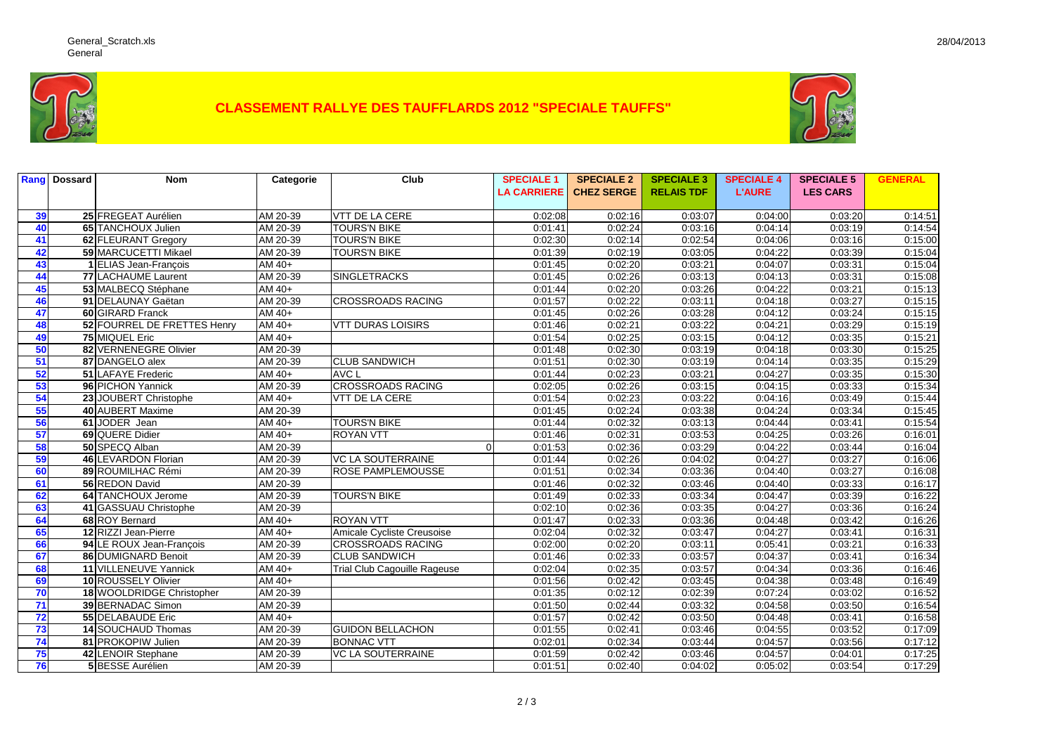# CLASSEMENT RALLYE DES TAUFFLARDS 2012 "SPECIALE TAUFFS"

| Rang | Dossard | Nom | Categorie | Club | SPECIALE 1 LA CARRIERE | SPECIALE 2 CHEZ SERGE | SPECIALE 3 RELAIS TDF | SPECIALE 4 L'AURE | SPECIALE 5 LES CARS | GENERAL |
|---|---|---|---|---|---|---|---|---|---|---|
| 39 | 25 | FREGEAT Aurélien | AM 20-39 | VTT DE LA CERE | 0:02:08 | 0:02:16 | 0:03:07 | 0:04:00 | 0:03:20 | 0:14:51 |
| 40 | 65 | TANCHOUX Julien | AM 20-39 | TOURS'N BIKE | 0:01:41 | 0:02:24 | 0:03:16 | 0:04:14 | 0:03:19 | 0:14:54 |
| 41 | 62 | FLEURANT Gregory | AM 20-39 | TOURS'N BIKE | 0:02:30 | 0:02:14 | 0:02:54 | 0:04:06 | 0:03:16 | 0:15:00 |
| 42 | 59 | MARCUCETTI Mikael | AM 20-39 | TOURS'N BIKE | 0:01:39 | 0:02:19 | 0:03:05 | 0:04:22 | 0:03:39 | 0:15:04 |
| 43 | 1 | ELIAS Jean-François | AM 40+ | | 0:01:45 | 0:02:20 | 0:03:21 | 0:04:07 | 0:03:31 | 0:15:04 |
| 44 | 77 | LACHAUME Laurent | AM 20-39 | SINGLETRACKS | 0:01:45 | 0:02:26 | 0:03:13 | 0:04:13 | 0:03:31 | 0:15:08 |
| 45 | 53 | MALBECQ Stéphane | AM 40+ | | 0:01:44 | 0:02:20 | 0:03:26 | 0:04:22 | 0:03:21 | 0:15:13 |
| 46 | 91 | DELAUNAY Gaëtan | AM 20-39 | CROSSROADS RACING | 0:01:57 | 0:02:22 | 0:03:11 | 0:04:18 | 0:03:27 | 0:15:15 |
| 47 | 60 | GIRARD Franck | AM 40+ | | 0:01:45 | 0:02:26 | 0:03:28 | 0:04:12 | 0:03:24 | 0:15:15 |
| 48 | 52 | FOURREL DE FRETTES Henry | AM 40+ | VTT DURAS LOISIRS | 0:01:46 | 0:02:21 | 0:03:22 | 0:04:21 | 0:03:29 | 0:15:19 |
| 49 | 75 | MIQUEL Eric | AM 40+ | | 0:01:54 | 0:02:25 | 0:03:15 | 0:04:12 | 0:03:35 | 0:15:21 |
| 50 | 82 | VERNENEGRE Olivier | AM 20-39 | | 0:01:48 | 0:02:30 | 0:03:19 | 0:04:18 | 0:03:30 | 0:15:25 |
| 51 | 87 | DANGELO alex | AM 20-39 | CLUB SANDWICH | 0:01:51 | 0:02:30 | 0:03:19 | 0:04:14 | 0:03:35 | 0:15:29 |
| 52 | 51 | LAFAYE Frederic | AM 40+ | AVC L | 0:01:44 | 0:02:23 | 0:03:21 | 0:04:27 | 0:03:35 | 0:15:30 |
| 53 | 96 | PICHON Yannick | AM 20-39 | CROSSROADS RACING | 0:02:05 | 0:02:26 | 0:03:15 | 0:04:15 | 0:03:33 | 0:15:34 |
| 54 | 23 | JOUBERT Christophe | AM 40+ | VTT DE LA CERE | 0:01:54 | 0:02:23 | 0:03:22 | 0:04:16 | 0:03:49 | 0:15:44 |
| 55 | 40 | AUBERT Maxime | AM 20-39 | | 0:01:45 | 0:02:24 | 0:03:38 | 0:04:24 | 0:03:34 | 0:15:45 |
| 56 | 61 | JODER Jean | AM 40+ | TOURS'N BIKE | 0:01:44 | 0:02:32 | 0:03:13 | 0:04:44 | 0:03:41 | 0:15:54 |
| 57 | 69 | QUERE Didier | AM 40+ | ROYAN VTT | 0:01:46 | 0:02:31 | 0:03:53 | 0:04:25 | 0:03:26 | 0:16:01 |
| 58 | 50 | SPECQ Alban | AM 20-39 | 0 | 0:01:53 | 0:02:36 | 0:03:29 | 0:04:22 | 0:03:44 | 0:16:04 |
| 59 | 46 | LEVARDON Florian | AM 20-39 | VC LA SOUTERRAINE | 0:01:44 | 0:02:26 | 0:04:02 | 0:04:27 | 0:03:27 | 0:16:06 |
| 60 | 89 | ROUMILHAC Rémi | AM 20-39 | ROSE PAMPLEMOUSSE | 0:01:51 | 0:02:34 | 0:03:36 | 0:04:40 | 0:03:27 | 0:16:08 |
| 61 | 56 | REDON David | AM 20-39 | | 0:01:46 | 0:02:32 | 0:03:46 | 0:04:40 | 0:03:33 | 0:16:17 |
| 62 | 64 | TANCHOUX Jerome | AM 20-39 | TOURS'N BIKE | 0:01:49 | 0:02:33 | 0:03:34 | 0:04:47 | 0:03:39 | 0:16:22 |
| 63 | 41 | GASSUAU Christophe | AM 20-39 | | 0:02:10 | 0:02:36 | 0:03:35 | 0:04:27 | 0:03:36 | 0:16:24 |
| 64 | 68 | ROY Bernard | AM 40+ | ROYAN VTT | 0:01:47 | 0:02:33 | 0:03:36 | 0:04:48 | 0:03:42 | 0:16:26 |
| 65 | 12 | RIZZI Jean-Pierre | AM 40+ | Amicale Cycliste Creusoise | 0:02:04 | 0:02:32 | 0:03:47 | 0:04:27 | 0:03:41 | 0:16:31 |
| 66 | 94 | LE ROUX Jean-François | AM 20-39 | CROSSROADS RACING | 0:02:00 | 0:02:20 | 0:03:11 | 0:05:41 | 0:03:21 | 0:16:33 |
| 67 | 86 | DUMIGNARD Benoit | AM 20-39 | CLUB SANDWICH | 0:01:46 | 0:02:33 | 0:03:57 | 0:04:37 | 0:03:41 | 0:16:34 |
| 68 | 11 | VILLENEUVE Yannick | AM 40+ | Trial Club Cagouille Rageuse | 0:02:04 | 0:02:35 | 0:03:57 | 0:04:34 | 0:03:36 | 0:16:46 |
| 69 | 10 | ROUSSELY Olivier | AM 40+ | | 0:01:56 | 0:02:42 | 0:03:45 | 0:04:38 | 0:03:48 | 0:16:49 |
| 70 | 18 | WOOLDRIDGE Christopher | AM 20-39 | | 0:01:35 | 0:02:12 | 0:02:39 | 0:07:24 | 0:03:02 | 0:16:52 |
| 71 | 39 | BERNADAC Simon | AM 20-39 | | 0:01:50 | 0:02:44 | 0:03:32 | 0:04:58 | 0:03:50 | 0:16:54 |
| 72 | 55 | DELABAUDE Eric | AM 40+ | | 0:01:57 | 0:02:42 | 0:03:50 | 0:04:48 | 0:03:41 | 0:16:58 |
| 73 | 14 | SOUCHAUD Thomas | AM 20-39 | GUIDON BELLACHON | 0:01:55 | 0:02:41 | 0:03:46 | 0:04:55 | 0:03:52 | 0:17:09 |
| 74 | 81 | PROKOPIW Julien | AM 20-39 | BONNAC VTT | 0:02:01 | 0:02:34 | 0:03:44 | 0:04:57 | 0:03:56 | 0:17:12 |
| 75 | 42 | LENOIR Stephane | AM 20-39 | VC LA SOUTERRAINE | 0:01:59 | 0:02:42 | 0:03:46 | 0:04:57 | 0:04:01 | 0:17:25 |
| 76 | 5 | BESSE Aurélien | AM 20-39 | | 0:01:51 | 0:02:40 | 0:04:02 | 0:05:02 | 0:03:54 | 0:17:29 |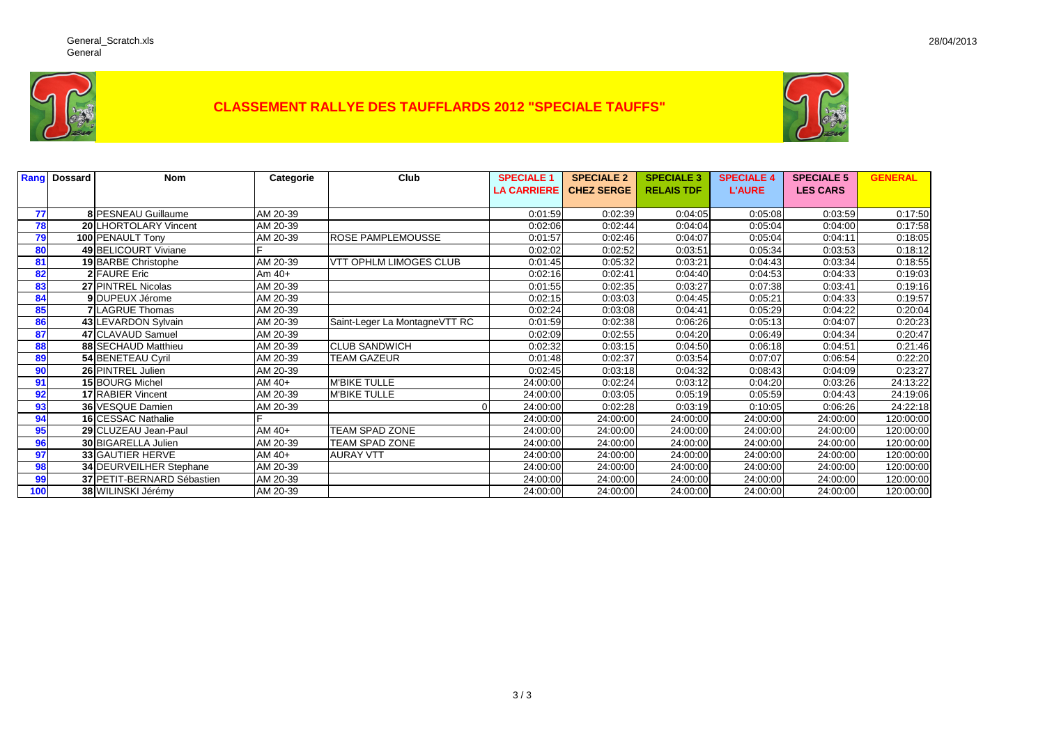# CLASSEMENT RALLYE DES TAUFFLARDS 2012 "SPECIALE TAUFFS"

| Rang | Dossard | Nom | Categorie | Club | SPECIALE 1 LA CARRIERE | SPECIALE 2 CHEZ SERGE | SPECIALE 3 RELAIS TDF | SPECIALE 4 L'AURE | SPECIALE 5 LES CARS | GENERAL |
|---|---|---|---|---|---|---|---|---|---|---|
| 77 | 8 | PESNEAU Guillaume | AM 20-39 | | 0:01:59 | 0:02:39 | 0:04:05 | 0:05:08 | 0:03:59 | 0:17:50 |
| 78 | 20 | LHORTOLARY Vincent | AM 20-39 | | 0:02:06 | 0:02:44 | 0:04:04 | 0:05:04 | 0:04:00 | 0:17:58 |
| 79 | 100 | PENAULT Tony | AM 20-39 | ROSE PAMPLEMOUSSE | 0:01:57 | 0:02:46 | 0:04:07 | 0:05:04 | 0:04:11 | 0:18:05 |
| 80 | 49 | BELICOURT Viviane | F | | 0:02:02 | 0:02:52 | 0:03:51 | 0:05:34 | 0:03:53 | 0:18:12 |
| 81 | 19 | BARBE Christophe | AM 20-39 | VTT OPHLM LIMOGES CLUB | 0:01:45 | 0:05:32 | 0:03:21 | 0:04:43 | 0:03:34 | 0:18:55 |
| 82 | 2 | FAURE Eric | Am 40+ | | 0:02:16 | 0:02:41 | 0:04:40 | 0:04:53 | 0:04:33 | 0:19:03 |
| 83 | 27 | PINTREL Nicolas | AM 20-39 | | 0:01:55 | 0:02:35 | 0:03:27 | 0:07:38 | 0:03:41 | 0:19:16 |
| 84 | 9 | DUPEUX Jérome | AM 20-39 | | 0:02:15 | 0:03:03 | 0:04:45 | 0:05:21 | 0:04:33 | 0:19:57 |
| 85 | 7 | LAGRUE Thomas | AM 20-39 | | 0:02:24 | 0:03:08 | 0:04:41 | 0:05:29 | 0:04:22 | 0:20:04 |
| 86 | 43 | LEVARDON Sylvain | AM 20-39 | Saint-Leger La MontagneVTT RC | 0:01:59 | 0:02:38 | 0:06:26 | 0:05:13 | 0:04:07 | 0:20:23 |
| 87 | 47 | CLAVAUD Samuel | AM 20-39 | | 0:02:09 | 0:02:55 | 0:04:20 | 0:06:49 | 0:04:34 | 0:20:47 |
| 88 | 88 | SECHAUD Matthieu | AM 20-39 | CLUB SANDWICH | 0:02:32 | 0:03:15 | 0:04:50 | 0:06:18 | 0:04:51 | 0:21:46 |
| 89 | 54 | BENETEAU Cyril | AM 20-39 | TEAM GAZEUR | 0:01:48 | 0:02:37 | 0:03:54 | 0:07:07 | 0:06:54 | 0:22:20 |
| 90 | 26 | PINTREL Julien | AM 20-39 | | 0:02:45 | 0:03:18 | 0:04:32 | 0:08:43 | 0:04:09 | 0:23:27 |
| 91 | 15 | BOURG Michel | AM 40+ | M'BIKE TULLE | 24:00:00 | 0:02:24 | 0:03:12 | 0:04:20 | 0:03:26 | 24:13:22 |
| 92 | 17 | RABIER Vincent | AM 20-39 | M'BIKE TULLE | 24:00:00 | 0:03:05 | 0:05:19 | 0:05:59 | 0:04:43 | 24:19:06 |
| 93 | 36 | VESQUE Damien | AM 20-39 | 0 | 24:00:00 | 0:02:28 | 0:03:19 | 0:10:05 | 0:06:26 | 24:22:18 |
| 94 | 16 | CESSAC Nathalie | F | | 24:00:00 | 24:00:00 | 24:00:00 | 24:00:00 | 24:00:00 | 120:00:00 |
| 95 | 29 | CLUZEAU Jean-Paul | AM 40+ | TEAM SPAD ZONE | 24:00:00 | 24:00:00 | 24:00:00 | 24:00:00 | 24:00:00 | 120:00:00 |
| 96 | 30 | BIGARELLA Julien | AM 20-39 | TEAM SPAD ZONE | 24:00:00 | 24:00:00 | 24:00:00 | 24:00:00 | 24:00:00 | 120:00:00 |
| 97 | 33 | GAUTIER HERVE | AM 40+ | AURAY VTT | 24:00:00 | 24:00:00 | 24:00:00 | 24:00:00 | 24:00:00 | 120:00:00 |
| 98 | 34 | DEURVEILHER Stephane | AM 20-39 | | 24:00:00 | 24:00:00 | 24:00:00 | 24:00:00 | 24:00:00 | 120:00:00 |
| 99 | 37 | PETIT-BERNARD Sébastien | AM 20-39 | | 24:00:00 | 24:00:00 | 24:00:00 | 24:00:00 | 24:00:00 | 120:00:00 |
| 100 | 38 | WILINSKI Jérémy | AM 20-39 | | 24:00:00 | 24:00:00 | 24:00:00 | 24:00:00 | 24:00:00 | 120:00:00 |